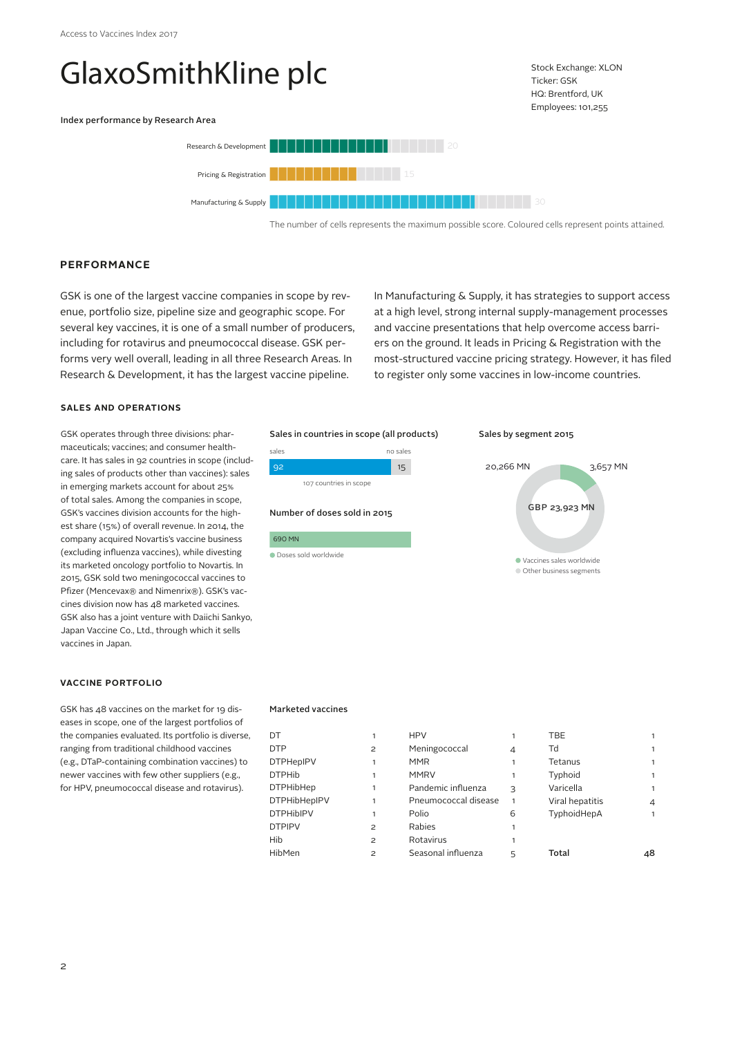# GlaxoSmithKline plc

Stock Exchange: XLON
Ticker: GSK
HQ: Brentford, UK
Employees: 101,255

**Index performance by Research Area**

Research & Development 20

Pricing & Registration 15

Manufacturing & Supply 30

The number of cells represents the maximum possible score. Coloured cells represent points attained.

## PERFORMANCE

GSK is one of the largest vaccine companies in scope by revenue, portfolio size, pipeline size and geographic scope. For several key vaccines, it is one of a small number of producers, including for rotavirus and pneumococcal disease. GSK performs very well overall, leading in all three Research Areas. In Research & Development, it has the largest vaccine pipeline.

In Manufacturing & Supply, it has strategies to support access at a high level, strong internal supply-management processes and vaccine presentations that help overcome access barriers on the ground. It leads in Pricing & Registration with the most-structured vaccine pricing strategy. However, it has filed to register only some vaccines in low-income countries.

### SALES AND OPERATIONS

GSK operates through three divisions: pharmaceuticals; vaccines; and consumer healthcare. It has sales in 92 countries in scope (including sales of products other than vaccines): sales in emerging markets account for about 25% of total sales. Among the companies in scope, GSK's vaccines division accounts for the highest share (15%) of overall revenue. In 2014, the company acquired Novartis's vaccine business (excluding influenza vaccines), while divesting its marketed oncology portfolio to Novartis. In 2015, GSK sold two meningococcal vaccines to Pfizer (Mencevax® and Nimenrix®). GSK's vaccines division now has 48 marketed vaccines. GSK also has a joint venture with Daiichi Sankyo, Japan Vaccine Co., Ltd., through which it sells vaccines in Japan.

**Sales in countries in scope (all products)**

sales
no sales
92
15
107 countries in scope

**Number of doses sold in 2015**

690 MN
Doses sold worldwide

**Sales by segment 2015**

20,266 MN
3,657 MN
GBP 23,923 MN
Vaccines sales worldwide
Other business segments

### VACCINE PORTFOLIO

GSK has 48 vaccines on the market for 19 diseases in scope, one of the largest portfolios of the companies evaluated. Its portfolio is diverse, ranging from traditional childhood vaccines (e.g., DTaP-containing combination vaccines) to newer vaccines with few other suppliers (e.g., for HPV, pneumococcal disease and rotavirus).

**Marketed vaccines**

| | | | | | |
|---|---|---|---|---|---|
| DT | 1 | HPV | 1 | TBE | 1 |
| DTP | 2 | Meningococcal | 4 | Td | 1 |
| DTPHepIPV | 1 | MMR | 1 | Tetanus | 1 |
| DTPHib | 1 | MMRV | 1 | Typhoid | 1 |
| DTPHibHep | 1 | Pandemic influenza | 3 | Varicella | 1 |
| DTPHibHepIPV | 1 | Pneumococcal disease | 1 | Viral hepatitis | 4 |
| DTPHibIPV | 1 | Polio | 6 | TyphoidHepA | 1 |
| DTPIPV | 2 | Rabies | 1 | | |
| Hib | 2 | Rotavirus | 1 | | |
| HibMen | 2 | Seasonal influenza | 5 | **Total** | **48** |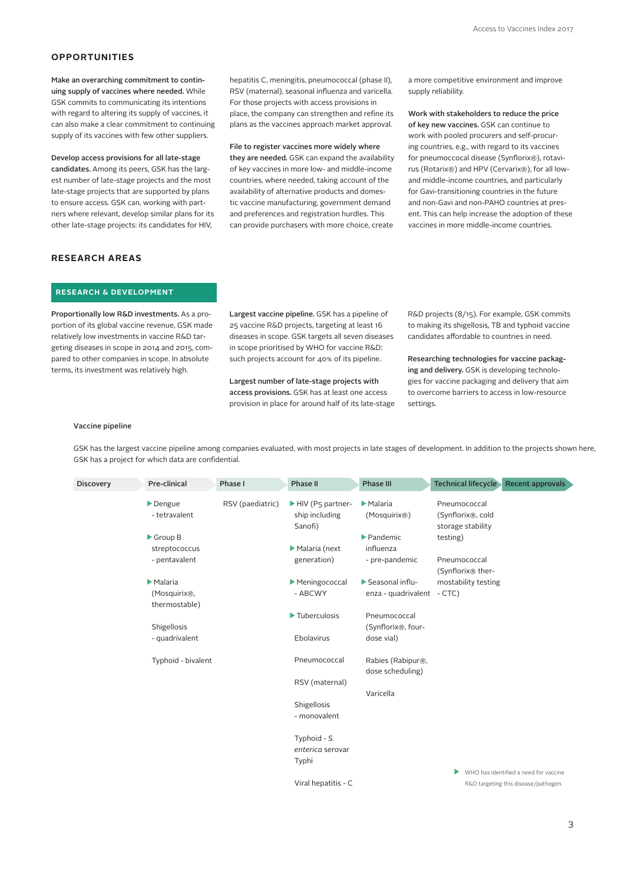## OPPORTUNITIES

**Make an overarching commitment to continuing supply of vaccines where needed.** While GSK commits to communicating its intentions with regard to altering its supply of vaccines, it can also make a clear commitment to continuing supply of its vaccines with few other suppliers.

**Develop access provisions for all late-stage candidates.** Among its peers, GSK has the largest number of late-stage projects and the most late-stage projects that are supported by plans to ensure access. GSK can, working with partners where relevant, develop similar plans for its other late-stage projects: its candidates for HIV, hepatitis C, meningitis, pneumococcal (phase II), RSV (maternal), seasonal influenza and varicella. For those projects with access provisions in place, the company can strengthen and refine its plans as the vaccines approach market approval.

**File to register vaccines more widely where they are needed.** GSK can expand the availability of key vaccines in more low- and middle-income countries, where needed, taking account of the availability of alternative products and domestic vaccine manufacturing, government demand and preferences and registration hurdles. This can provide purchasers with more choice, create a more competitive environment and improve supply reliability.

**Work with stakeholders to reduce the price of key new vaccines.** GSK can continue to work with pooled procurers and self-procuring countries, e.g., with regard to its vaccines for pneumococcal disease (Synflorix®), rotavirus (Rotarix®) and HPV (Cervarix®), for all low- and middle-income countries, and particularly for Gavi-transitioning countries in the future and non-Gavi and non-PAHO countries at present. This can help increase the adoption of these vaccines in more middle-income countries.

## RESEARCH AREAS

### RESEARCH & DEVELOPMENT

**Proportionally low R&D investments.** As a proportion of its global vaccine revenue, GSK made relatively low investments in vaccine R&D targeting diseases in scope in 2014 and 2015, compared to other companies in scope. In absolute terms, its investment was relatively high.

**Largest vaccine pipeline.** GSK has a pipeline of 25 vaccine R&D projects, targeting at least 16 diseases in scope. GSK targets all seven diseases in scope prioritised by WHO for vaccine R&D: such projects account for 40% of its pipeline.

**Largest number of late-stage projects with access provisions.** GSK has at least one access provision in place for around half of its late-stage R&D projects (8/15). For example, GSK commits to making its shigellosis, TB and typhoid vaccine candidates affordable to countries in need.

**Researching technologies for vaccine packaging and delivery.** GSK is developing technologies for vaccine packaging and delivery that aim to overcome barriers to access in low-resource settings.

#### Vaccine pipeline

GSK has the largest vaccine pipeline among companies evaluated, with most projects in late stages of development. In addition to the projects shown here, GSK has a project for which data are confidential.

| Discovery | Pre-clinical | Phase I | Phase II | Phase III | Technical lifecycle | Recent approvals |
|---|---|---|---|---|---|---|
| | ▶ Dengue - tetravalent | RSV (paediatric) | ▶ HIV (P5 partnership including Sanofi) | ▶ Malaria (Mosquirix®) | Pneumococcal (Synflorix®, cold storage stability testing) | |
| | ▶ Group B streptococcus - pentavalent | | ▶ Malaria (next generation) | ▶ Pandemic influenza - pre-pandemic | Pneumococcal (Synflorix® thermostability testing - CTC) | |
| | ▶ Malaria (Mosquirix®, thermostable) | | ▶ Meningococcal - ABCWY | ▶ Seasonal influenza - quadrivalent | | |
| | Shigellosis - quadrivalent | | ▶ Tuberculosis | Pneumococcal (Synflorix®, four-dose vial) | | |
| | Typhoid - bivalent | | Ebolavirus | Rabies (Rabipur®, dose scheduling) | | |
| | | | Pneumococcal | Varicella | | |
| | | | RSV (maternal) | | | |
| | | | Shigellosis - monovalent | | | |
| | | | Typhoid - *S. enterica* serovar Typhi | | | |
| | | | Viral hepatitis - C | | | |

▶ WHO has identified a need for vaccine R&D targeting this disease/pathogen.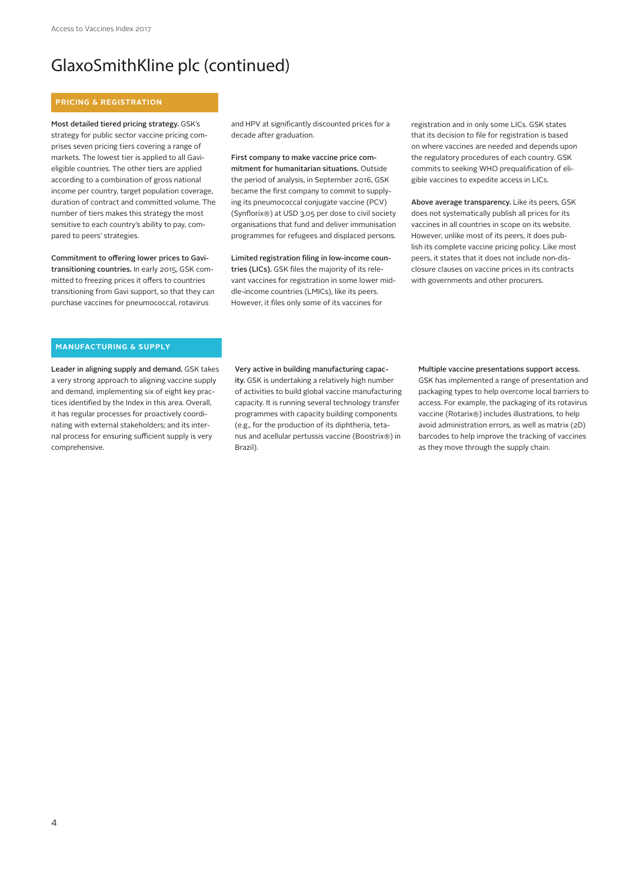# GlaxoSmithKline plc (continued)

## PRICING & REGISTRATION

**Most detailed tiered pricing strategy.** GSK's strategy for public sector vaccine pricing comprises seven pricing tiers covering a range of markets. The lowest tier is applied to all Gavi-eligible countries. The other tiers are applied according to a combination of gross national income per country, target population coverage, duration of contract and committed volume. The number of tiers makes this strategy the most sensitive to each country's ability to pay, compared to peers' strategies.

**Commitment to offering lower prices to Gavi-transitioning countries.** In early 2015, GSK committed to freezing prices it offers to countries transitioning from Gavi support, so that they can purchase vaccines for pneumococcal, rotavirus and HPV at significantly discounted prices for a decade after graduation.

**First company to make vaccine price commitment for humanitarian situations.** Outside the period of analysis, in September 2016, GSK became the first company to commit to supplying its pneumococcal conjugate vaccine (PCV) (Synflorix®) at USD 3.05 per dose to civil society organisations that fund and deliver immunisation programmes for refugees and displaced persons.

**Limited registration filing in low-income countries (LICs).** GSK files the majority of its relevant vaccines for registration in some lower middle-income countries (LMICs), like its peers. However, it files only some of its vaccines for registration and in only some LICs. GSK states that its decision to file for registration is based on where vaccines are needed and depends upon the regulatory procedures of each country. GSK commits to seeking WHO prequalification of eligible vaccines to expedite access in LICs.

**Above average transparency.** Like its peers, GSK does not systematically publish all prices for its vaccines in all countries in scope on its website. However, unlike most of its peers, it does publish its complete vaccine pricing policy. Like most peers, it states that it does not include non-disclosure clauses on vaccine prices in its contracts with governments and other procurers.

## MANUFACTURING & SUPPLY

**Leader in aligning supply and demand.** GSK takes a very strong approach to aligning vaccine supply and demand, implementing six of eight key practices identified by the Index in this area. Overall, it has regular processes for proactively coordinating with external stakeholders; and its internal process for ensuring sufficient supply is very comprehensive.

**Very active in building manufacturing capacity.** GSK is undertaking a relatively high number of activities to build global vaccine manufacturing capacity. It is running several technology transfer programmes with capacity building components (e.g., for the production of its diphtheria, tetanus and acellular pertussis vaccine (Boostrix®) in Brazil).

**Multiple vaccine presentations support access.** GSK has implemented a range of presentation and packaging types to help overcome local barriers to access. For example, the packaging of its rotavirus vaccine (Rotarix®) includes illustrations, to help avoid administration errors, as well as matrix (2D) barcodes to help improve the tracking of vaccines as they move through the supply chain.